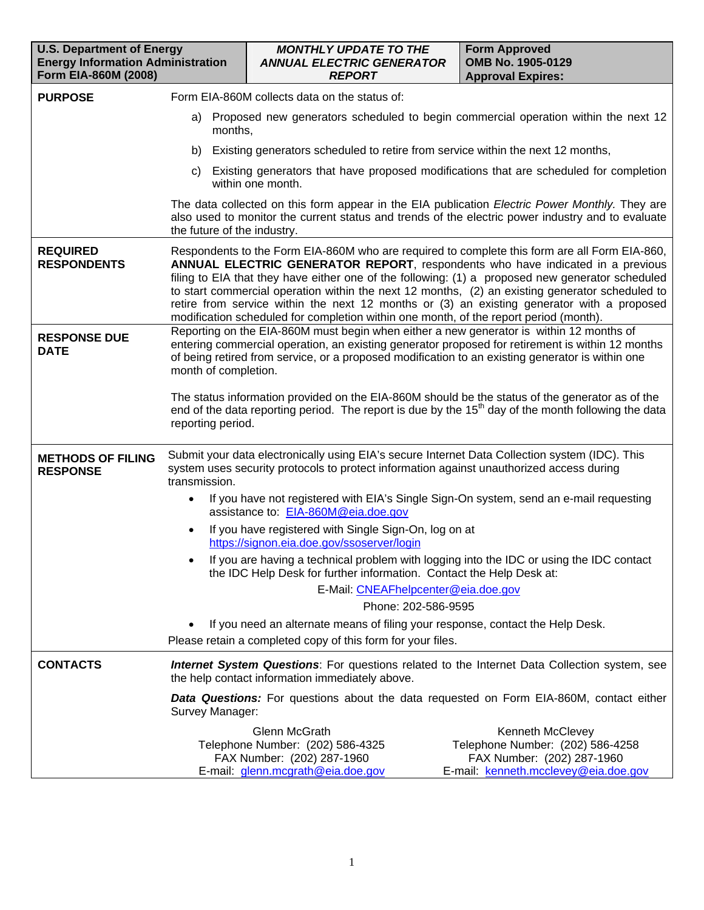| U.S. Department of Energy<br>Energy Information Administration<br>Form EIA-860M (2008) | *MONTHLY UPDATE TO THE ANNUAL ELECTRIC GENERATOR REPORT* | Form Approved<br>OMB No. 1905-0129<br>Approval Expires: |
|---|---|---|

## PURPOSE

Form EIA-860M collects data on the status of:

a) Proposed new generators scheduled to begin commercial operation within the next 12 months,

b) Existing generators scheduled to retire from service within the next 12 months,

c) Existing generators that have proposed modifications that are scheduled for completion within one month.

The data collected on this form appear in the EIA publication *Electric Power Monthly.* They are also used to monitor the current status and trends of the electric power industry and to evaluate the future of the industry.

## REQUIRED RESPONDENTS

Respondents to the Form EIA-860M who are required to complete this form are all Form EIA-860, **ANNUAL ELECTRIC GENERATOR REPORT**, respondents who have indicated in a previous filing to EIA that they have either one of the following: (1) a proposed new generator scheduled to start commercial operation within the next 12 months, (2) an existing generator scheduled to retire from service within the next 12 months or (3) an existing generator with a proposed modification scheduled for completion within one month, of the report period (month).

## RESPONSE DUE DATE

Reporting on the EIA-860M must begin when either a new generator is within 12 months of entering commercial operation, an existing generator proposed for retirement is within 12 months of being retired from service, or a proposed modification to an existing generator is within one month of completion.

The status information provided on the EIA-860M should be the status of the generator as of the end of the data reporting period. The report is due by the 15th day of the month following the data reporting period.

## METHODS OF FILING RESPONSE

Submit your data electronically using EIA's secure Internet Data Collection system (IDC). This system uses security protocols to protect information against unauthorized access during transmission.

- If you have not registered with EIA's Single Sign-On system, send an e-mail requesting assistance to: EIA-860M@eia.doe.gov
- If you have registered with Single Sign-On, log on at https://signon.eia.doe.gov/ssoserver/login
- If you are having a technical problem with logging into the IDC or using the IDC contact the IDC Help Desk for further information. Contact the Help Desk at:

  E-Mail: CNEAFhelpcenter@eia.doe.gov

  Phone: 202-586-9595

- If you need an alternate means of filing your response, contact the Help Desk.

Please retain a completed copy of this form for your files.

## CONTACTS

***Internet System Questions***: For questions related to the Internet Data Collection system, see the help contact information immediately above.

***Data Questions:*** For questions about the data requested on Form EIA-860M, contact either Survey Manager:

Glenn McGrath
Telephone Number: (202) 586-4325
FAX Number: (202) 287-1960
E-mail: glenn.mcgrath@eia.doe.gov

Kenneth McClevey
Telephone Number: (202) 586-4258
FAX Number: (202) 287-1960
E-mail: kenneth.mcclevey@eia.doe.gov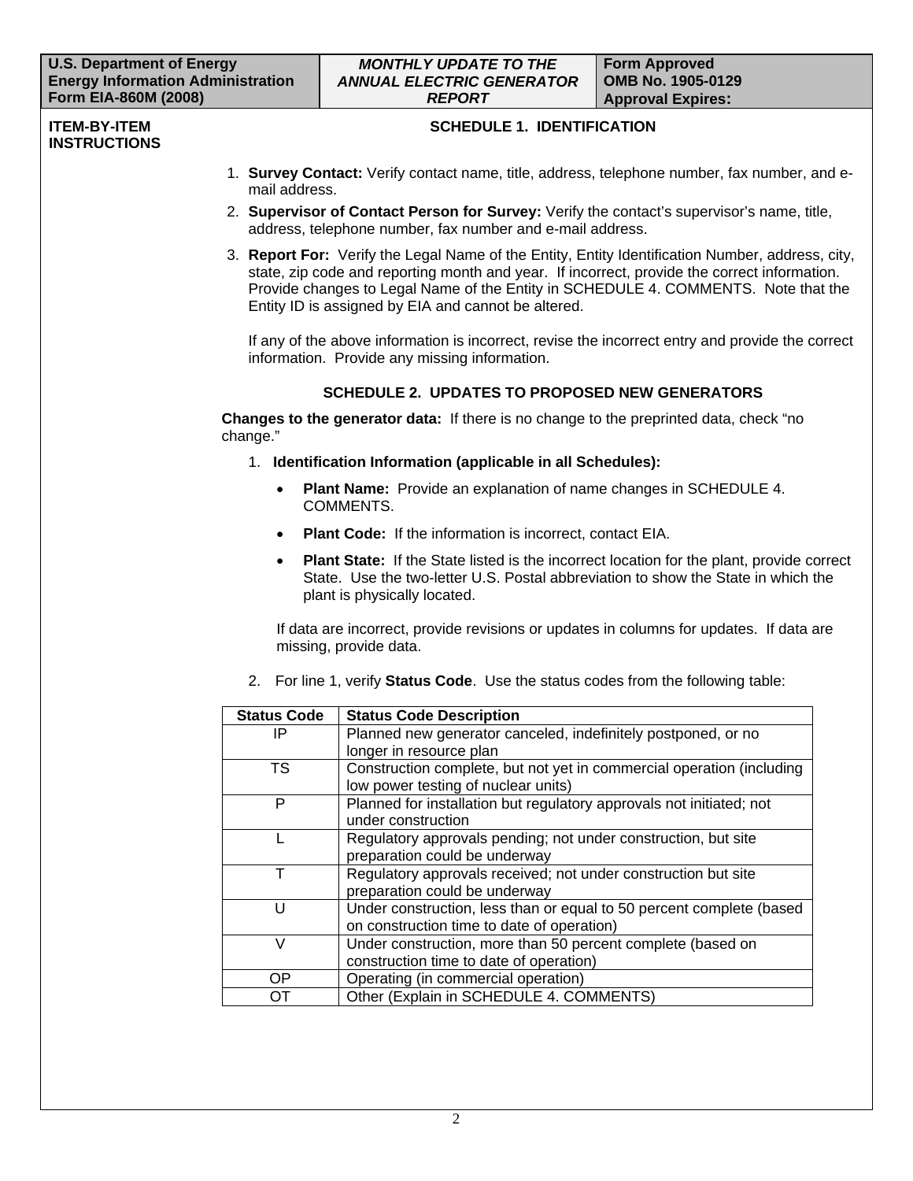| U.S. Department of Energy Energy Information Administration Form EIA-860M (2008) | *MONTHLY UPDATE TO THE ANNUAL ELECTRIC GENERATOR REPORT* | Form Approved OMB No. 1905-0129 Approval Expires: |
|---|---|---|

**ITEM-BY-ITEM INSTRUCTIONS**

## SCHEDULE 1. IDENTIFICATION

1. **Survey Contact:** Verify contact name, title, address, telephone number, fax number, and e-mail address.
2. **Supervisor of Contact Person for Survey:** Verify the contact's supervisor's name, title, address, telephone number, fax number and e-mail address.
3. **Report For:** Verify the Legal Name of the Entity, Entity Identification Number, address, city, state, zip code and reporting month and year. If incorrect, provide the correct information. Provide changes to Legal Name of the Entity in SCHEDULE 4. COMMENTS. Note that the Entity ID is assigned by EIA and cannot be altered.

   If any of the above information is incorrect, revise the incorrect entry and provide the correct information. Provide any missing information.

## SCHEDULE 2. UPDATES TO PROPOSED NEW GENERATORS

**Changes to the generator data:** If there is no change to the preprinted data, check "no change."

1. **Identification Information (applicable in all Schedules):**
   - **Plant Name:** Provide an explanation of name changes in SCHEDULE 4. COMMENTS.
   - **Plant Code:** If the information is incorrect, contact EIA.
   - **Plant State:** If the State listed is the incorrect location for the plant, provide correct State. Use the two-letter U.S. Postal abbreviation to show the State in which the plant is physically located.

   If data are incorrect, provide revisions or updates in columns for updates. If data are missing, provide data.

2. For line 1, verify **Status Code**. Use the status codes from the following table:

| Status Code | Status Code Description |
|---|---|
| IP | Planned new generator canceled, indefinitely postponed, or no longer in resource plan |
| TS | Construction complete, but not yet in commercial operation (including low power testing of nuclear units) |
| P | Planned for installation but regulatory approvals not initiated; not under construction |
| L | Regulatory approvals pending; not under construction, but site preparation could be underway |
| T | Regulatory approvals received; not under construction but site preparation could be underway |
| U | Under construction, less than or equal to 50 percent complete (based on construction time to date of operation) |
| V | Under construction, more than 50 percent complete (based on construction time to date of operation) |
| OP | Operating (in commercial operation) |
| OT | Other (Explain in SCHEDULE 4. COMMENTS) |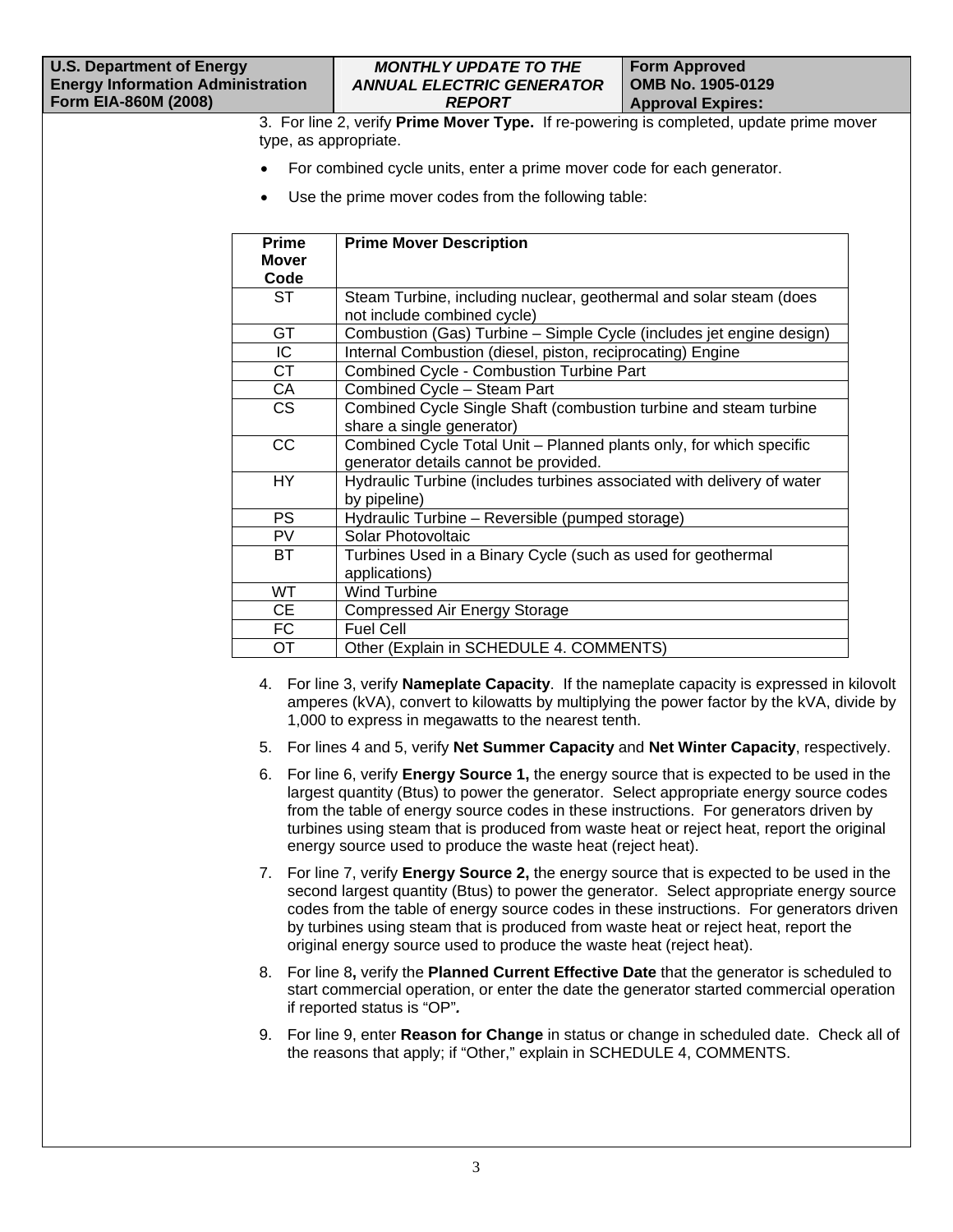3. For line 2, verify **Prime Mover Type.** If re-powering is completed, update prime mover type, as appropriate.

- For combined cycle units, enter a prime mover code for each generator.
- Use the prime mover codes from the following table:

| Prime Mover Code | Prime Mover Description |
|---|---|
| ST | Steam Turbine, including nuclear, geothermal and solar steam (does not include combined cycle) |
| GT | Combustion (Gas) Turbine – Simple Cycle (includes jet engine design) |
| IC | Internal Combustion (diesel, piston, reciprocating) Engine |
| CT | Combined Cycle - Combustion Turbine Part |
| CA | Combined Cycle – Steam Part |
| CS | Combined Cycle Single Shaft (combustion turbine and steam turbine share a single generator) |
| CC | Combined Cycle Total Unit – Planned plants only, for which specific generator details cannot be provided. |
| HY | Hydraulic Turbine (includes turbines associated with delivery of water by pipeline) |
| PS | Hydraulic Turbine – Reversible (pumped storage) |
| PV | Solar Photovoltaic |
| BT | Turbines Used in a Binary Cycle (such as used for geothermal applications) |
| WT | Wind Turbine |
| CE | Compressed Air Energy Storage |
| FC | Fuel Cell |
| OT | Other (Explain in SCHEDULE 4. COMMENTS) |

4. For line 3, verify **Nameplate Capacity**. If the nameplate capacity is expressed in kilovolt amperes (kVA), convert to kilowatts by multiplying the power factor by the kVA, divide by 1,000 to express in megawatts to the nearest tenth.
5. For lines 4 and 5, verify **Net Summer Capacity** and **Net Winter Capacity**, respectively.
6. For line 6, verify **Energy Source 1,** the energy source that is expected to be used in the largest quantity (Btus) to power the generator. Select appropriate energy source codes from the table of energy source codes in these instructions. For generators driven by turbines using steam that is produced from waste heat or reject heat, report the original energy source used to produce the waste heat (reject heat).
7. For line 7, verify **Energy Source 2,** the energy source that is expected to be used in the second largest quantity (Btus) to power the generator. Select appropriate energy source codes from the table of energy source codes in these instructions. For generators driven by turbines using steam that is produced from waste heat or reject heat, report the original energy source used to produce the waste heat (reject heat).
8. For line 8**,** verify the **Planned Current Effective Date** that the generator is scheduled to start commercial operation, or enter the date the generator started commercial operation if reported status is "OP"**.**
9. For line 9, enter **Reason for Change** in status or change in scheduled date. Check all of the reasons that apply; if "Other," explain in SCHEDULE 4, COMMENTS.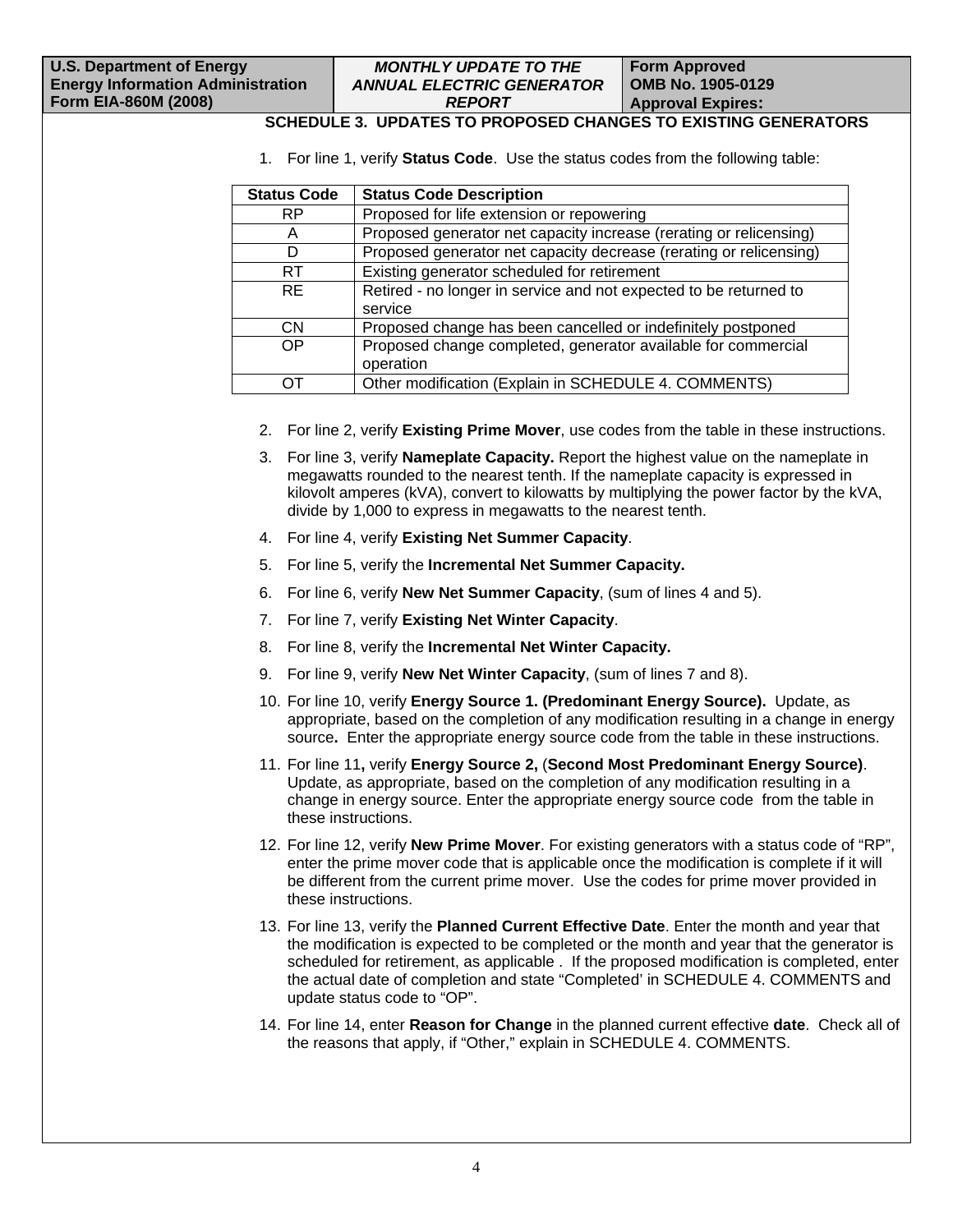| U.S. Department of Energy Energy Information Administration Form EIA-860M (2008) | *MONTHLY UPDATE TO THE ANNUAL ELECTRIC GENERATOR REPORT* | Form Approved OMB No. 1905-0129 Approval Expires: |
|---|---|---|

## SCHEDULE 3. UPDATES TO PROPOSED CHANGES TO EXISTING GENERATORS

1. For line 1, verify **Status Code**. Use the status codes from the following table:

| Status Code | Status Code Description |
|---|---|
| RP | Proposed for life extension or repowering |
| A | Proposed generator net capacity increase (rerating or relicensing) |
| D | Proposed generator net capacity decrease (rerating or relicensing) |
| RT | Existing generator scheduled for retirement |
| RE | Retired - no longer in service and not expected to be returned to service |
| CN | Proposed change has been cancelled or indefinitely postponed |
| OP | Proposed change completed, generator available for commercial operation |
| OT | Other modification (Explain in SCHEDULE 4. COMMENTS) |

2. For line 2, verify **Existing Prime Mover**, use codes from the table in these instructions.
3. For line 3, verify **Nameplate Capacity.** Report the highest value on the nameplate in megawatts rounded to the nearest tenth. If the nameplate capacity is expressed in kilovolt amperes (kVA), convert to kilowatts by multiplying the power factor by the kVA, divide by 1,000 to express in megawatts to the nearest tenth.
4. For line 4, verify **Existing Net Summer Capacity**.
5. For line 5, verify the **Incremental Net Summer Capacity.**
6. For line 6, verify **New Net Summer Capacity**, (sum of lines 4 and 5).
7. For line 7, verify **Existing Net Winter Capacity**.
8. For line 8, verify the **Incremental Net Winter Capacity.**
9. For line 9, verify **New Net Winter Capacity**, (sum of lines 7 and 8).
10. For line 10, verify **Energy Source 1. (Predominant Energy Source).** Update, as appropriate, based on the completion of any modification resulting in a change in energy source**.** Enter the appropriate energy source code from the table in these instructions.
11. For line 11**,** verify **Energy Source 2,** (**Second Most Predominant Energy Source)**. Update, as appropriate, based on the completion of any modification resulting in a change in energy source. Enter the appropriate energy source code from the table in these instructions.
12. For line 12, verify **New Prime Mover**. For existing generators with a status code of "RP", enter the prime mover code that is applicable once the modification is complete if it will be different from the current prime mover. Use the codes for prime mover provided in these instructions.
13. For line 13, verify the **Planned Current Effective Date**. Enter the month and year that the modification is expected to be completed or the month and year that the generator is scheduled for retirement, as applicable . If the proposed modification is completed, enter the actual date of completion and state "Completed' in SCHEDULE 4. COMMENTS and update status code to "OP".
14. For line 14, enter **Reason for Change** in the planned current effective **date**. Check all of the reasons that apply, if "Other," explain in SCHEDULE 4. COMMENTS.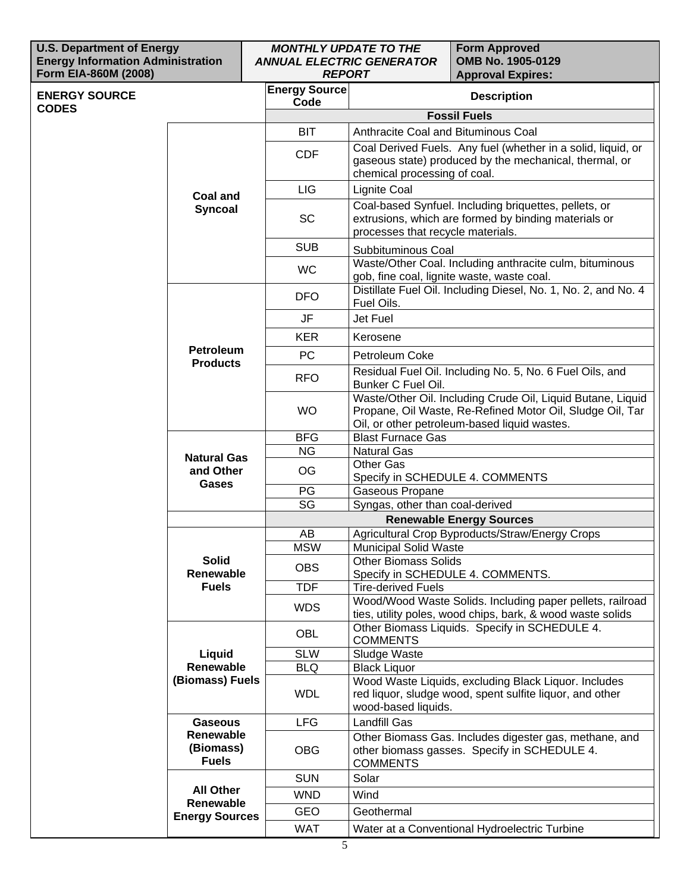| U.S. Department of Energy<br>Energy Information Administration<br>Form EIA-860M (2008) | *MONTHLY UPDATE TO THE ANNUAL ELECTRIC GENERATOR REPORT* | Form Approved<br>OMB No. 1905-0129<br>Approval Expires: |
|---|---|---|

## ENERGY SOURCE CODES

| Category | Energy Source Code | Description |
|---|---|---|
| | | **Fossil Fuels** |
| **Coal and Syncoal** | BIT | Anthracite Coal and Bituminous Coal |
| | CDF | Coal Derived Fuels. Any fuel (whether in a solid, liquid, or gaseous state) produced by the mechanical, thermal, or chemical processing of coal. |
| | LIG | Lignite Coal |
| | SC | Coal-based Synfuel. Including briquettes, pellets, or extrusions, which are formed by binding materials or processes that recycle materials. |
| | SUB | Subbituminous Coal |
| | WC | Waste/Other Coal. Including anthracite culm, bituminous gob, fine coal, lignite waste, waste coal. |
| **Petroleum Products** | DFO | Distillate Fuel Oil. Including Diesel, No. 1, No. 2, and No. 4 Fuel Oils. |
| | JF | Jet Fuel |
| | KER | Kerosene |
| | PC | Petroleum Coke |
| | RFO | Residual Fuel Oil. Including No. 5, No. 6 Fuel Oils, and Bunker C Fuel Oil. |
| | WO | Waste/Other Oil. Including Crude Oil, Liquid Butane, Liquid Propane, Oil Waste, Re-Refined Motor Oil, Sludge Oil, Tar Oil, or other petroleum-based liquid wastes. |
| **Natural Gas and Other Gases** | BFG | Blast Furnace Gas |
| | NG | Natural Gas |
| | OG | Other Gas<br>Specify in SCHEDULE 4. COMMENTS |
| | PG | Gaseous Propane |
| | SG | Syngas, other than coal-derived |
| | | **Renewable Energy Sources** |
| **Solid Renewable Fuels** | AB | Agricultural Crop Byproducts/Straw/Energy Crops |
| | MSW | Municipal Solid Waste |
| | OBS | Other Biomass Solids<br>Specify in SCHEDULE 4. COMMENTS. |
| | TDF | Tire-derived Fuels |
| | WDS | Wood/Wood Waste Solids. Including paper pellets, railroad ties, utility poles, wood chips, bark, & wood waste solids |
| **Liquid Renewable (Biomass) Fuels** | OBL | Other Biomass Liquids. Specify in SCHEDULE 4. COMMENTS |
| | SLW | Sludge Waste |
| | BLQ | Black Liquor |
| | WDL | Wood Waste Liquids, excluding Black Liquor. Includes red liquor, sludge wood, spent sulfite liquor, and other wood-based liquids. |
| **Gaseous Renewable (Biomass) Fuels** | LFG | Landfill Gas |
| | OBG | Other Biomass Gas. Includes digester gas, methane, and other biomass gasses. Specify in SCHEDULE 4. COMMENTS |
| **All Other Renewable Energy Sources** | SUN | Solar |
| | WND | Wind |
| | GEO | Geothermal |
| | WAT | Water at a Conventional Hydroelectric Turbine |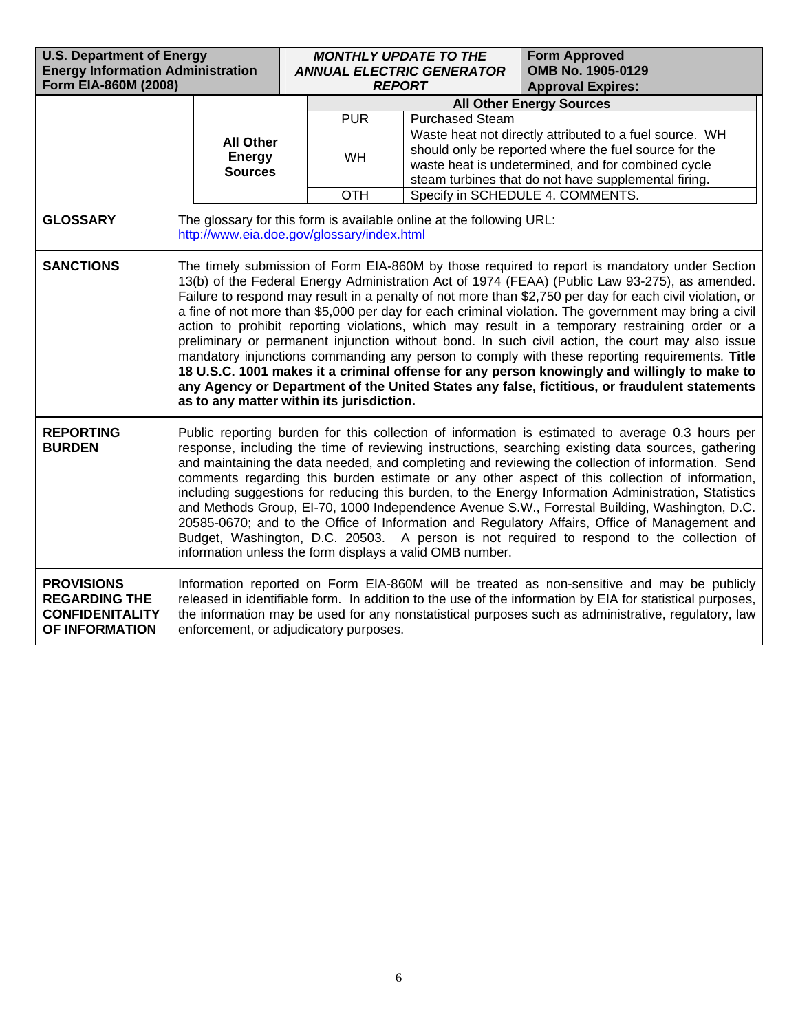| U.S. Department of Energy<br>Energy Information Administration<br>Form EIA-860M (2008) | *MONTHLY UPDATE TO THE ANNUAL ELECTRIC GENERATOR REPORT* | Form Approved<br>OMB No. 1905-0129<br>Approval Expires: |
|---|---|---|

| | | All Other Energy Sources | |
|---|---|---|---|
| | **All Other Energy Sources** | PUR | Purchased Steam |
| | | WH | Waste heat not directly attributed to a fuel source. WH should only be reported where the fuel source for the waste heat is undetermined, and for combined cycle steam turbines that do not have supplemental firing. |
| | | OTH | Specify in SCHEDULE 4. COMMENTS. |

**GLOSSARY**

The glossary for this form is available online at the following URL: http://www.eia.doe.gov/glossary/index.html

**SANCTIONS**

The timely submission of Form EIA-860M by those required to report is mandatory under Section 13(b) of the Federal Energy Administration Act of 1974 (FEAA) (Public Law 93-275), as amended. Failure to respond may result in a penalty of not more than $2,750 per day for each civil violation, or a fine of not more than $5,000 per day for each criminal violation. The government may bring a civil action to prohibit reporting violations, which may result in a temporary restraining order or a preliminary or permanent injunction without bond. In such civil action, the court may also issue mandatory injunctions commanding any person to comply with these reporting requirements. **Title 18 U.S.C. 1001 makes it a criminal offense for any person knowingly and willingly to make to any Agency or Department of the United States any false, fictitious, or fraudulent statements as to any matter within its jurisdiction.**

**REPORTING BURDEN**

Public reporting burden for this collection of information is estimated to average 0.3 hours per response, including the time of reviewing instructions, searching existing data sources, gathering and maintaining the data needed, and completing and reviewing the collection of information. Send comments regarding this burden estimate or any other aspect of this collection of information, including suggestions for reducing this burden, to the Energy Information Administration, Statistics and Methods Group, EI-70, 1000 Independence Avenue S.W., Forrestal Building, Washington, D.C. 20585-0670; and to the Office of Information and Regulatory Affairs, Office of Management and Budget, Washington, D.C. 20503. A person is not required to respond to the collection of information unless the form displays a valid OMB number.

**PROVISIONS REGARDING THE CONFIDENTIALITY OF INFORMATION**

Information reported on Form EIA-860M will be treated as non-sensitive and may be publicly released in identifiable form. In addition to the use of the information by EIA for statistical purposes, the information may be used for any nonstatistical purposes such as administrative, regulatory, law enforcement, or adjudicatory purposes.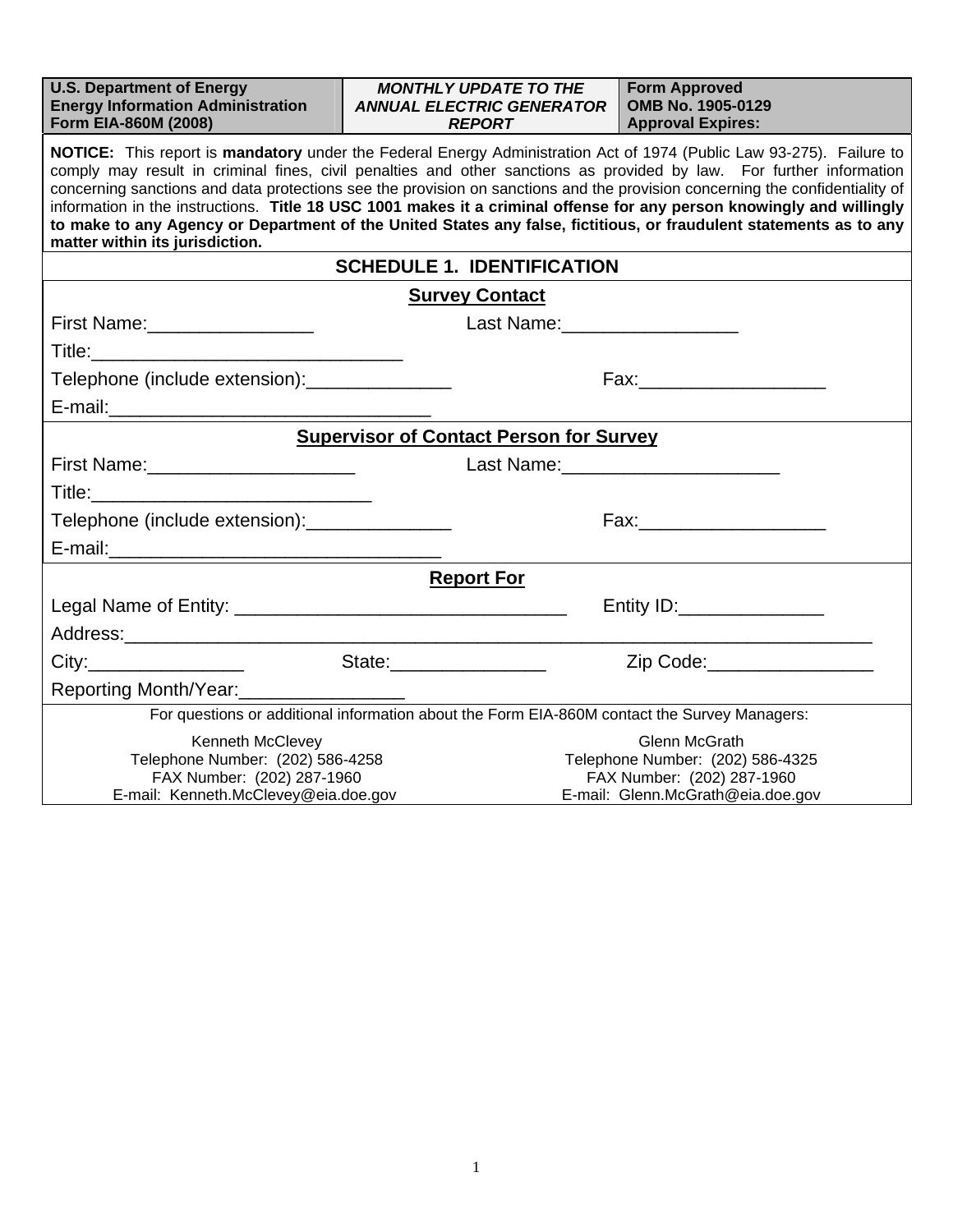| U.S. Department of Energy<br>Energy Information Administration<br>Form EIA-860M (2008) | ***MONTHLY UPDATE TO THE ANNUAL ELECTRIC GENERATOR REPORT*** | **Form Approved**<br>**OMB No. 1905-0129**<br>**Approval Expires:** |
|---|---|---|

**NOTICE:** This report is **mandatory** under the Federal Energy Administration Act of 1974 (Public Law 93-275). Failure to comply may result in criminal fines, civil penalties and other sanctions as provided by law. For further information concerning sanctions and data protections see the provision on sanctions and the provision concerning the confidentiality of information in the instructions. **Title 18 USC 1001 makes it a criminal offense for any person knowingly and willingly to make to any Agency or Department of the United States any false, fictitious, or fraudulent statements as to any matter within its jurisdiction.**

## SCHEDULE 1. IDENTIFICATION

### Survey Contact

First Name:________________ Last Name:_________________

Title:______________________________

Telephone (include extension):______________ Fax:__________________

E-mail:_______________________________

### Supervisor of Contact Person for Survey

First Name:____________________ Last Name:_____________________

Title:___________________________

Telephone (include extension):______________ Fax:__________________

E-mail:________________________________

### Report For

Legal Name of Entity: ________________________________ Entity ID:______________

Address:___________________________________________________________________________

City:_______________ State:_______________ Zip Code:________________

Reporting Month/Year:________________

For questions or additional information about the Form EIA-860M contact the Survey Managers:

Kenneth McClevey
Telephone Number: (202) 586-4258
FAX Number: (202) 287-1960
E-mail: Kenneth.McClevey@eia.doe.gov

Glenn McGrath
Telephone Number: (202) 586-4325
FAX Number: (202) 287-1960
E-mail: Glenn.McGrath@eia.doe.gov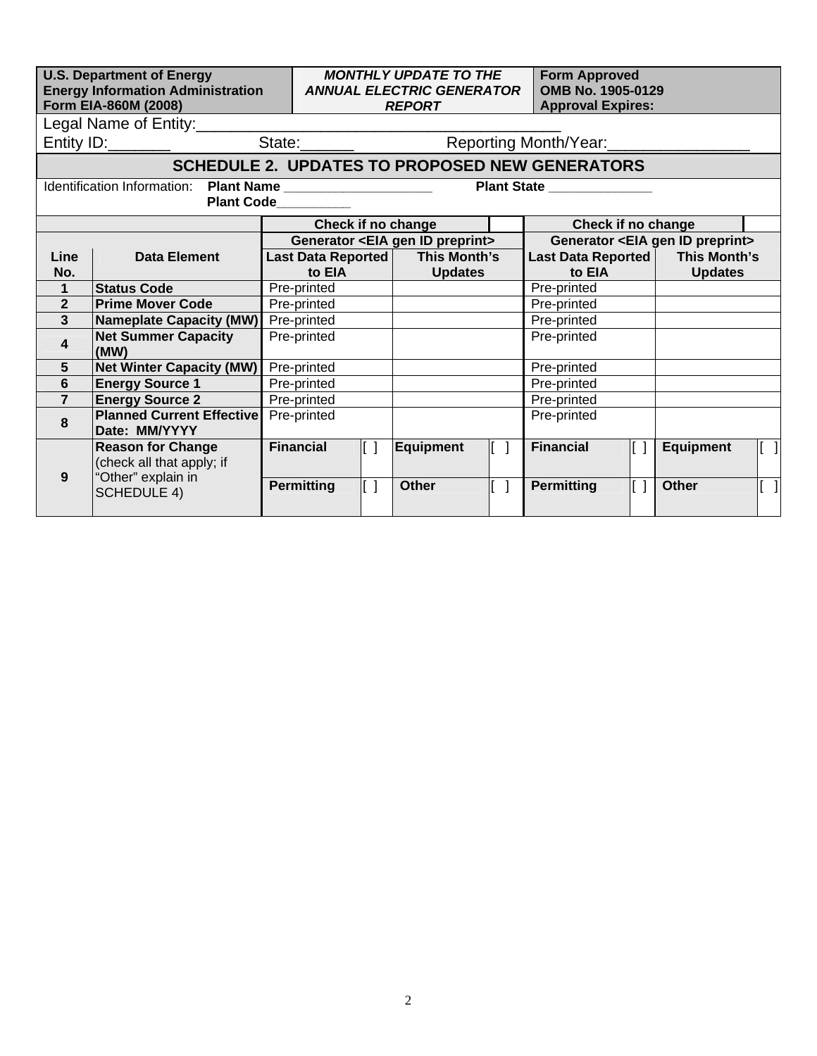| U.S. Department of Energy<br>Energy Information Administration<br>Form EIA-860M (2008) | *MONTHLY UPDATE TO THE ANNUAL ELECTRIC GENERATOR REPORT* | Form Approved<br>OMB No. 1905-0129<br>Approval Expires: |
|---|---|---|

Legal Name of Entity:________________________________________

Entity ID:_______ State:______ Reporting Month/Year:________________

## SCHEDULE 2. UPDATES TO PROPOSED NEW GENERATORS

Identification Information: **Plant Name** ___________________ **Plant State** ______________

**Plant Code**__________

| | | Check if no change | | | | | | Check if no change | | | |
|---|---|---|---|---|---|---|---|---|---|---|---|
| | | Generator <EIA gen ID preprint> | | | | | | Generator <EIA gen ID preprint> | | | |
| **Line No.** | **Data Element** | **Last Data Reported to EIA** | | **This Month's Updates** | | | | **Last Data Reported to EIA** | | **This Month's Updates** | |
| **1** | **Status Code** | Pre-printed | | | | | | Pre-printed | | | |
| **2** | **Prime Mover Code** | Pre-printed | | | | | | Pre-printed | | | |
| **3** | **Nameplate Capacity (MW)** | Pre-printed | | | | | | Pre-printed | | | |
| **4** | **Net Summer Capacity (MW)** | Pre-printed | | | | | | Pre-printed | | | |
| **5** | **Net Winter Capacity (MW)** | Pre-printed | | | | | | Pre-printed | | | |
| **6** | **Energy Source 1** | Pre-printed | | | | | | Pre-printed | | | |
| **7** | **Energy Source 2** | Pre-printed | | | | | | Pre-printed | | | |
| **8** | **Planned Current Effective Date: MM/YYYY** | Pre-printed | | | | | | Pre-printed | | | |
| **9** | **Reason for Change** (check all that apply; if "Other" explain in SCHEDULE 4) | **Financial** | [ ] | **Equipment** | [ ] | | | **Financial** | [ ] | **Equipment** | [ ] |
| | | **Permitting** | [ ] | **Other** | [ ] | | | **Permitting** | [ ] | **Other** | [ ] |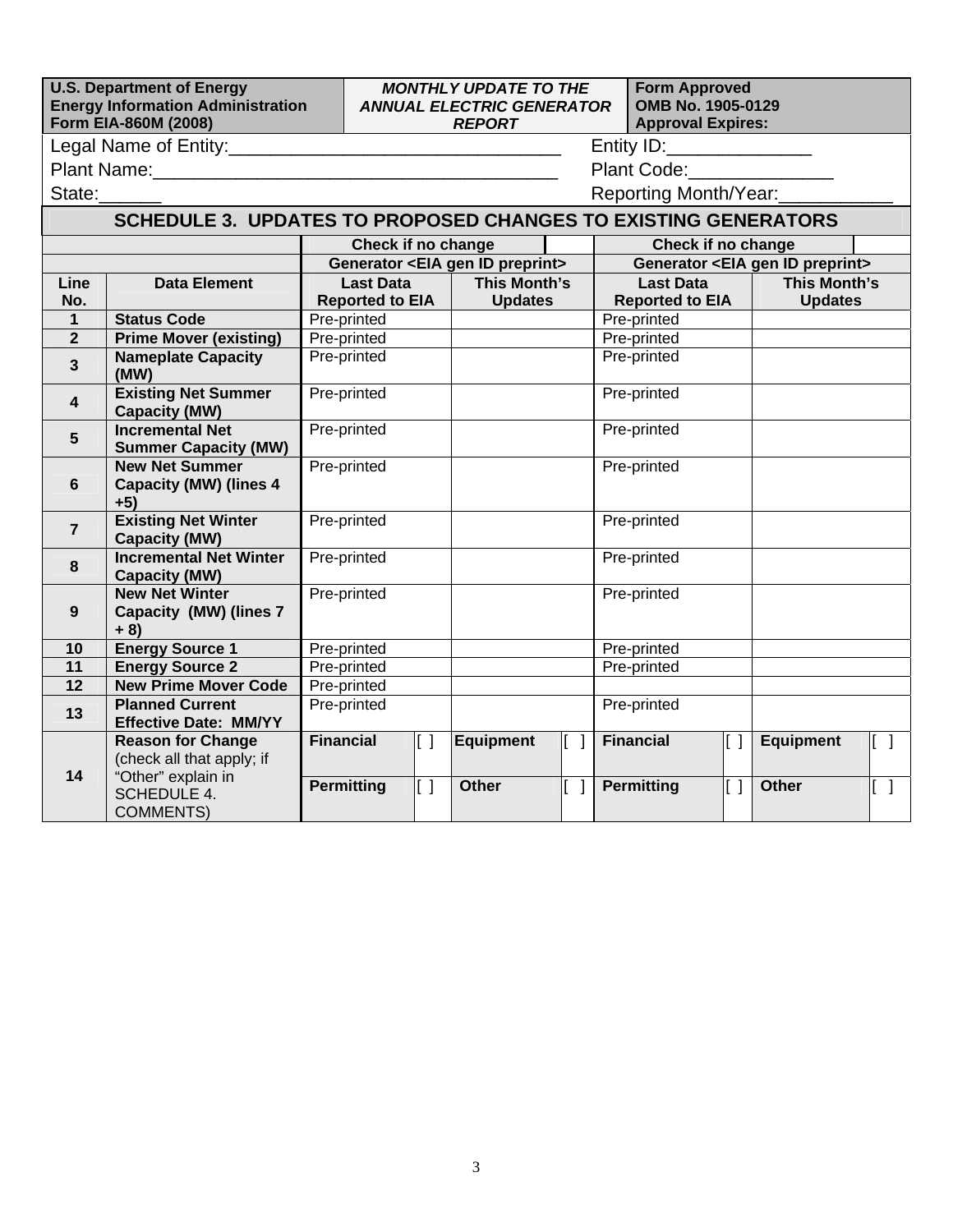| U.S. Department of Energy<br>Energy Information Administration<br>Form EIA-860M (2008) | *MONTHLY UPDATE TO THE ANNUAL ELECTRIC GENERATOR REPORT* | Form Approved<br>OMB No. 1905-0129<br>Approval Expires: |
|---|---|---|

Legal Name of Entity:_______________________________ Entity ID:_____________

Plant Name:_____________________________________ Plant Code:_____________

State:______ Reporting Month/Year:___________

## SCHEDULE 3. UPDATES TO PROPOSED CHANGES TO EXISTING GENERATORS

| | | Check if no change | | | | Check if no change | | | |
|---|---|---|---|---|---|---|---|---|---|
| | | Generator <EIA gen ID preprint> | | | | Generator <EIA gen ID preprint> | | | |
| **Line No.** | **Data Element** | **Last Data Reported to EIA** | | **This Month's Updates** | | **Last Data Reported to EIA** | | **This Month's Updates** | |
| 1 | **Status Code** | Pre-printed | | | | Pre-printed | | | |
| 2 | **Prime Mover (existing)** | Pre-printed | | | | Pre-printed | | | |
| 3 | **Nameplate Capacity (MW)** | Pre-printed | | | | Pre-printed | | | |
| 4 | **Existing Net Summer Capacity (MW)** | Pre-printed | | | | Pre-printed | | | |
| 5 | **Incremental Net Summer Capacity (MW)** | Pre-printed | | | | Pre-printed | | | |
| 6 | **New Net Summer Capacity (MW) (lines 4 +5)** | Pre-printed | | | | Pre-printed | | | |
| 7 | **Existing Net Winter Capacity (MW)** | Pre-printed | | | | Pre-printed | | | |
| 8 | **Incremental Net Winter Capacity (MW)** | Pre-printed | | | | Pre-printed | | | |
| 9 | **New Net Winter Capacity (MW) (lines 7 + 8)** | Pre-printed | | | | Pre-printed | | | |
| 10 | **Energy Source 1** | Pre-printed | | | | Pre-printed | | | |
| 11 | **Energy Source 2** | Pre-printed | | | | Pre-printed | | | |
| 12 | **New Prime Mover Code** | Pre-printed | | | | | | | |
| 13 | **Planned Current Effective Date: MM/YY** | Pre-printed | | | | Pre-printed | | | |
| 14 | **Reason for Change** (check all that apply; if "Other" explain in SCHEDULE 4. COMMENTS) | **Financial** | [ ] | **Equipment** | [ ] | **Financial** | [ ] | **Equipment** | [ ] |
| | | **Permitting** | [ ] | **Other** | [ ] | **Permitting** | [ ] | **Other** | [ ] |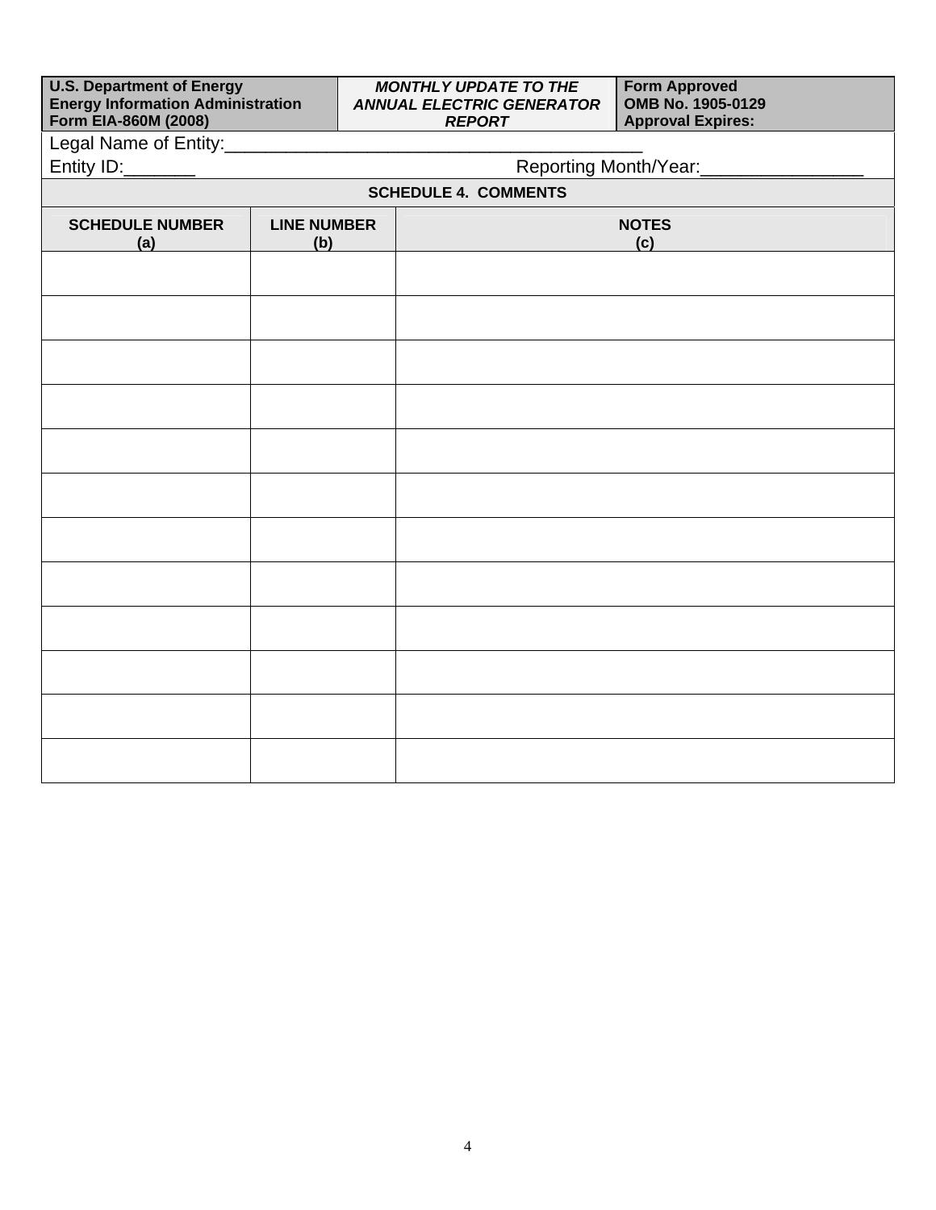| U.S. Department of Energy<br>Energy Information Administration<br>Form EIA-860M (2008) | ***MONTHLY UPDATE TO THE ANNUAL ELECTRIC GENERATOR REPORT*** | **Form Approved<br>OMB No. 1905-0129<br>Approval Expires:** |
|---|---|---|

Legal Name of Entity:________________________________________

Entity ID:_______ Reporting Month/Year:________________

**SCHEDULE 4. COMMENTS**

| SCHEDULE NUMBER<br>(a) | LINE NUMBER<br>(b) | NOTES<br>(c) |
|---|---|---|
| | | |
| | | |
| | | |
| | | |
| | | |
| | | |
| | | |
| | | |
| | | |
| | | |
| | | |
| | | |